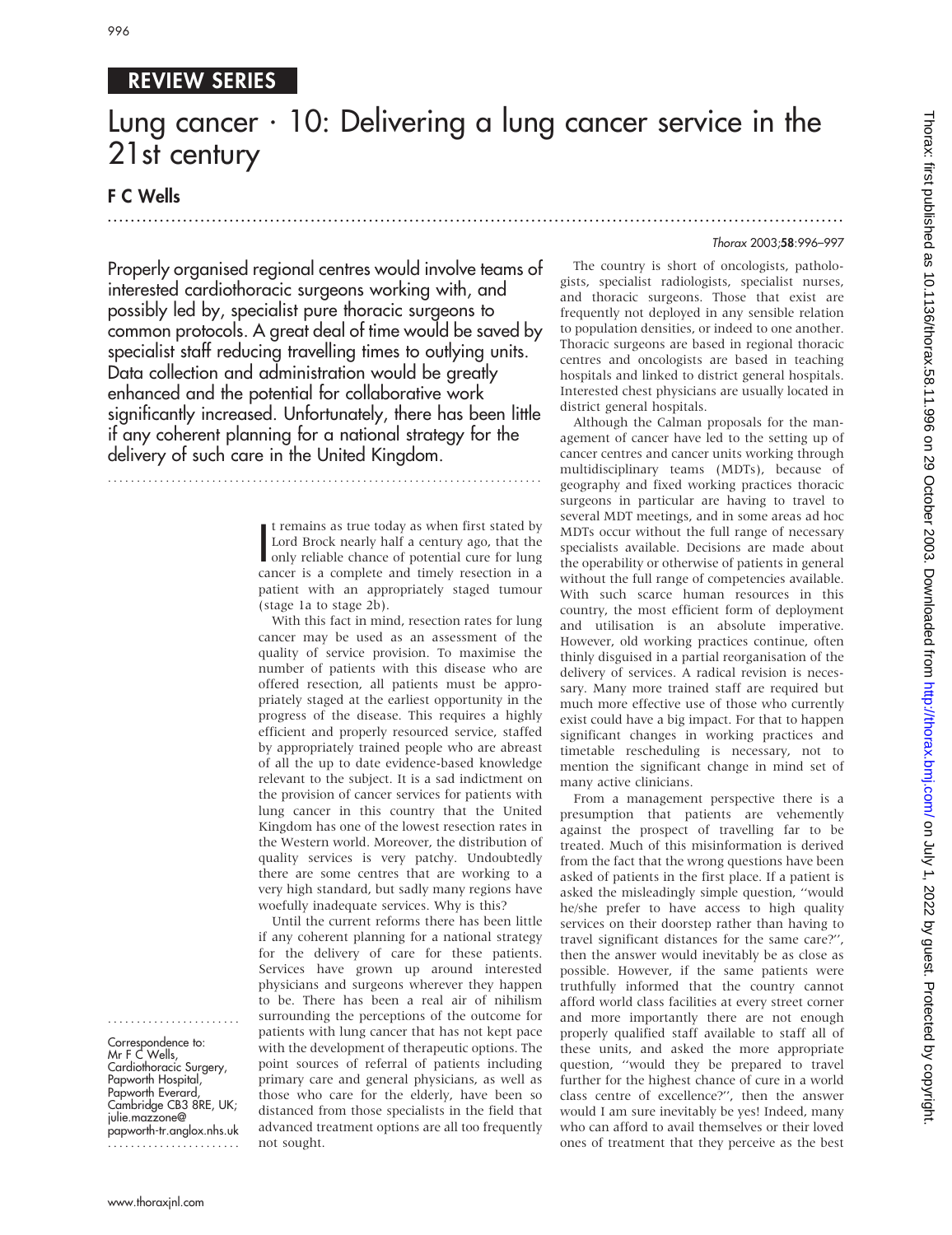**REVIEW SERIES**

# Lung cancer · 10: Delivering a lung cancer service in the 21st century

## F C Wells

Properly organised regional centres would involve teams of interested cardiothoracic surgeons working with, and possibly led by, specialist pure thoracic surgeons to common protocols. A great deal of time would be saved by specialist staff reducing travelling times to outlying units. Data collection and administration would be greatly enhanced and the potential for collaborative work significantly increased. Unfortunately, there has been little if any coherent planning for a national strategy for the delivery of such care in the United Kingdom.

It remains as true today as when first stated by Lord Brock nearly half a century ago, that the only reliable chance of potential cure for lung cancer is a complete and timely resection in a patient with an appropriately staged tumour (stage 1a to stage 2b).

With this fact in mind, resection rates for lung cancer may be used as an assessment of the quality of service provision. To maximise the number of patients with this disease who are offered resection, all patients must be appropriately staged at the earliest opportunity in the progress of the disease. This requires a highly efficient and properly resourced service, staffed by appropriately trained people who are abreast of all the up to date evidence-based knowledge relevant to the subject. It is a sad indictment on the provision of cancer services for patients with lung cancer in this country that the United Kingdom has one of the lowest resection rates in the Western world. Moreover, the distribution of quality services is very patchy. Undoubtedly there are some centres that are working to a very high standard, but sadly many regions have woefully inadequate services. Why is this?

Until the current reforms there has been little if any coherent planning for a national strategy for the delivery of care for these patients. Services have grown up around interested physicians and surgeons wherever they happen to be. There has been a real air of nihilism surrounding the perceptions of the outcome for patients with lung cancer that has not kept pace with the development of therapeutic options. The point sources of referral of patients including primary care and general physicians, as well as those who care for the elderly, have been so distanced from those specialists in the field that advanced treatment options are all too frequently not sought.

Correspondence to: Mr F C Wells, Cardiothoracic Surgery, Papworth Hospital, Papworth Everard, Cambridge CB3 8RE, UK; julie.mazzone@papworth-tr.anglox.nhs.uk

The country is short of oncologists, pathologists, specialist radiologists, specialist nurses, and thoracic surgeons. Those that exist are frequently not deployed in any sensible relation to population densities, or indeed to one another. Thoracic surgeons are based in regional thoracic centres and oncologists are based in teaching hospitals and linked to district general hospitals. Interested chest physicians are usually located in district general hospitals.

Although the Calman proposals for the management of cancer have led to the setting up of cancer centres and cancer units working through multidisciplinary teams (MDTs), because of geography and fixed working practices thoracic surgeons in particular are having to travel to several MDT meetings, and in some areas ad hoc MDTs occur without the full range of necessary specialists available. Decisions are made about the operability or otherwise of patients in general without the full range of competencies available. With such scarce human resources in this country, the most efficient form of deployment and utilisation is an absolute imperative. However, old working practices continue, often thinly disguised in a partial reorganisation of the delivery of services. A radical revision is necessary. Many more trained staff are required but much more effective use of those who currently exist could have a big impact. For that to happen significant changes in working practices and timetable rescheduling is necessary, not to mention the significant change in mind set of many active clinicians.

From a management perspective there is a presumption that patients are vehemently against the prospect of travelling far to be treated. Much of this misinformation is derived from the fact that the wrong questions have been asked of patients in the first place. If a patient is asked the misleadingly simple question, "would he/she prefer to have access to high quality services on their doorstep rather than having to travel significant distances for the same care?", then the answer would inevitably be as close as possible. However, if the same patients were truthfully informed that the country cannot afford world class facilities at every street corner and more importantly there are not enough properly qualified staff available to staff all of these units, and asked the more appropriate question, "would they be prepared to travel further for the highest chance of cure in a world class centre of excellence?", then the answer would I am sure inevitably be yes! Indeed, many who can afford to avail themselves or their loved ones of treatment that they perceive as the best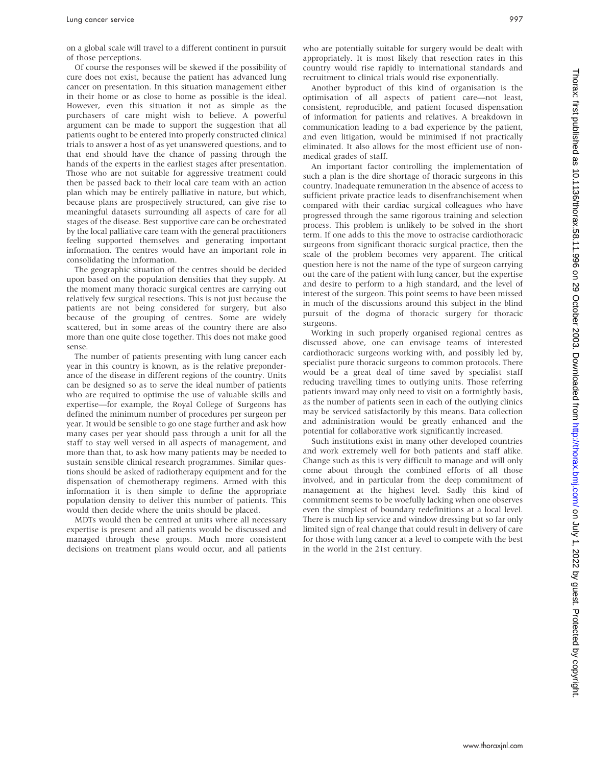on a global scale will travel to a different continent in pursuit of those perceptions.

Of course the responses will be skewed if the possibility of cure does not exist, because the patient has advanced lung cancer on presentation. In this situation management either in their home or as close to home as possible is the ideal. However, even this situation it not as simple as the purchasers of care might wish to believe. A powerful argument can be made to support the suggestion that all patients ought to be entered into properly constructed clinical trials to answer a host of as yet unanswered questions, and to that end should have the chance of passing through the hands of the experts in the earliest stages after presentation. Those who are not suitable for aggressive treatment could then be passed back to their local care team with an action plan which may be entirely palliative in nature, but which, because plans are prospectively structured, can give rise to meaningful datasets surrounding all aspects of care for all stages of the disease. Best supportive care can be orchestrated by the local palliative care team with the general practitioners feeling supported themselves and generating important information. The centres would have an important role in consolidating the information.

The geographic situation of the centres should be decided upon based on the population densities that they supply. At the moment many thoracic surgical centres are carrying out relatively few surgical resections. This is not just because the patients are not being considered for surgery, but also because of the grouping of centres. Some are widely scattered, but in some areas of the country there are also more than one quite close together. This does not make good sense.

The number of patients presenting with lung cancer each year in this country is known, as is the relative preponderance of the disease in different regions of the country. Units can be designed so as to serve the ideal number of patients who are required to optimise the use of valuable skills and expertise—for example, the Royal College of Surgeons has defined the minimum number of procedures per surgeon per year. It would be sensible to go one stage further and ask how many cases per year should pass through a unit for all the staff to stay well versed in all aspects of management, and more than that, to ask how many patients may be needed to sustain sensible clinical research programmes. Similar questions should be asked of radiotherapy equipment and for the dispensation of chemotherapy regimens. Armed with this information it is then simple to define the appropriate population density to deliver this number of patients. This would then decide where the units should be placed.

MDTs would then be centred at units where all necessary expertise is present and all patients would be discussed and managed through these groups. Much more consistent decisions on treatment plans would occur, and all patients who are potentially suitable for surgery would be dealt with appropriately. It is most likely that resection rates in this country would rise rapidly to international standards and recruitment to clinical trials would rise exponentially.

Another byproduct of this kind of organisation is the optimisation of all aspects of patient care—not least, consistent, reproducible, and patient focused dispensation of information for patients and relatives. A breakdown in communication leading to a bad experience by the patient, and even litigation, would be minimised if not practically eliminated. It also allows for the most efficient use of non-medical grades of staff.

An important factor controlling the implementation of such a plan is the dire shortage of thoracic surgeons in this country. Inadequate remuneration in the absence of access to sufficient private practice leads to disenfranchisement when compared with their cardiac surgical colleagues who have progressed through the same rigorous training and selection process. This problem is unlikely to be solved in the short term. If one adds to this the move to ostracise cardiothoracic surgeons from significant thoracic surgical practice, then the scale of the problem becomes very apparent. The critical question here is not the name of the type of surgeon carrying out the care of the patient with lung cancer, but the expertise and desire to perform to a high standard, and the level of interest of the surgeon. This point seems to have been missed in much of the discussions around this subject in the blind pursuit of the dogma of thoracic surgery for thoracic surgeons.

Working in such properly organised regional centres as discussed above, one can envisage teams of interested cardiothoracic surgeons working with, and possibly led by, specialist pure thoracic surgeons to common protocols. There would be a great deal of time saved by specialist staff reducing travelling times to outlying units. Those referring patients inward may only need to visit on a fortnightly basis, as the number of patients seen in each of the outlying clinics may be serviced satisfactorily by this means. Data collection and administration would be greatly enhanced and the potential for collaborative work significantly increased.

Such institutions exist in many other developed countries and work extremely well for both patients and staff alike. Change such as this is very difficult to manage and will only come about through the combined efforts of all those involved, and in particular from the deep commitment of management at the highest level. Sadly this kind of commitment seems to be woefully lacking when one observes even the simplest of boundary redefinitions at a local level. There is much lip service and window dressing but so far only limited sign of real change that could result in delivery of care for those with lung cancer at a level to compete with the best in the world in the 21st century.